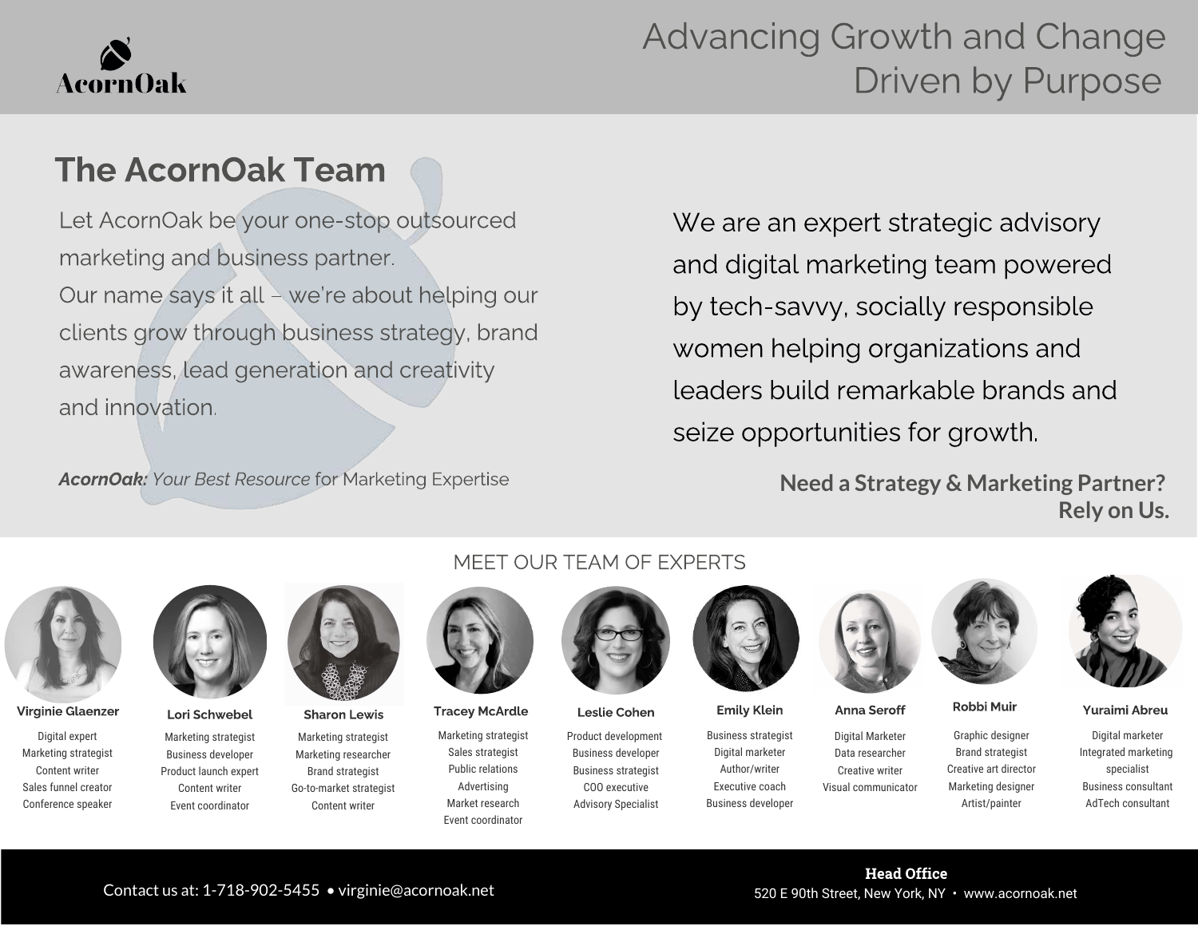AcornOak

# Advancing Growth and Change Driven by Purpose

## The AcornOak Team

Let AcornOak be your one-stop outsourced marketing and business partner.
Our name says it all – we're about helping our clients grow through business strategy, brand awareness, lead generation and creativity and innovation.

***AcornOak:** Your Best Resource* for Marketing Expertise

We are an expert strategic advisory and digital marketing team powered by tech-savvy, socially responsible women helping organizations and leaders build remarkable brands and seize opportunities for growth.

**Need a Strategy & Marketing Partner? Rely on Us.**

### MEET OUR TEAM OF EXPERTS

**Virginie Glaenzer**
Digital expert
Marketing strategist
Content writer
Sales funnel creator
Conference speaker

**Lori Schwebel**
Marketing strategist
Business developer
Product launch expert
Content writer
Event coordinator

**Sharon Lewis**
Marketing strategist
Marketing researcher
Brand strategist
Go-to-market strategist
Content writer

**Tracey McArdle**
Marketing strategist
Sales strategist
Public relations
Advertising
Market research
Event coordinator

**Leslie Cohen**
Product development
Business developer
Business strategist
COO executive
Advisory Specialist

**Emily Klein**
Business strategist
Digital marketer
Author/writer
Executive coach
Business developer

**Anna Seroff**
Digital Marketer
Data researcher
Creative writer
Visual communicator

**Robbi Muir**
Graphic designer
Brand strategist
Creative art director
Marketing designer
Artist/painter

**Yuraimi Abreu**
Digital marketer
Integrated marketing specialist
Business consultant
AdTech consultant

Contact us at: 1-718-902-5455 • virginie@acornoak.net

**Head Office**
520 E 90th Street, New York, NY • www.acornoak.net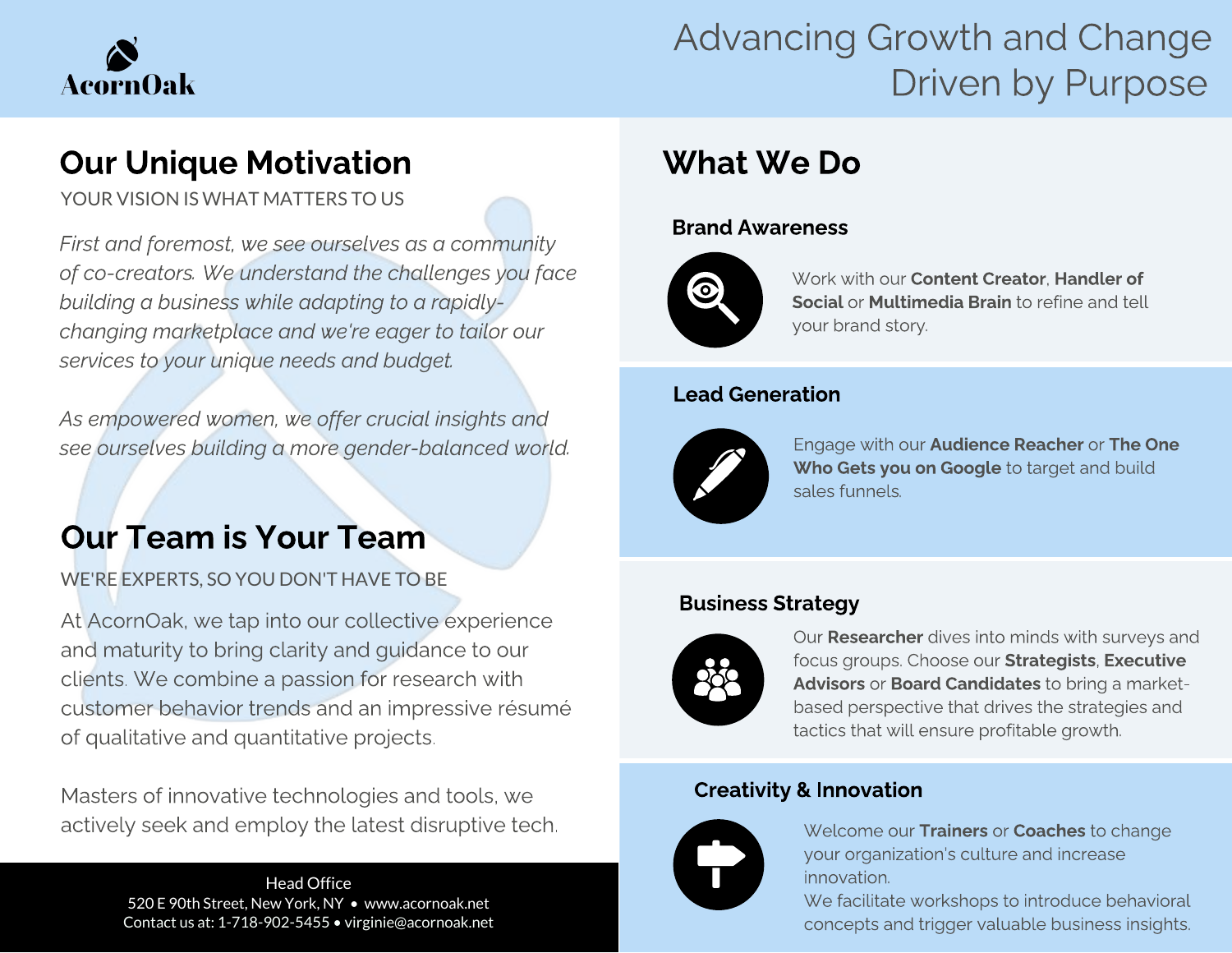AcornOak

# Advancing Growth and Change Driven by Purpose

## Our Unique Motivation

YOUR VISION IS WHAT MATTERS TO US

*First and foremost, we see ourselves as a community of co-creators. We understand the challenges you face building a business while adapting to a rapidly-changing marketplace and we're eager to tailor our services to your unique needs and budget.*

*As empowered women, we offer crucial insights and see ourselves building a more gender-balanced world.*

## Our Team is Your Team

WE'RE EXPERTS, SO YOU DON'T HAVE TO BE

At AcornOak, we tap into our collective experience and maturity to bring clarity and guidance to our clients. We combine a passion for research with customer behavior trends and an impressive résumé of qualitative and quantitative projects.

Masters of innovative technologies and tools, we actively seek and employ the latest disruptive tech.

Head Office
520 E 90th Street, New York, NY • www.acornoak.net
Contact us at: 1-718-902-5455 • virginie@acornoak.net

## What We Do

### Brand Awareness

Work with our **Content Creator**, **Handler of Social** or **Multimedia Brain** to refine and tell your brand story.

### Lead Generation

Engage with our **Audience Reacher** or **The One Who Gets you on Google** to target and build sales funnels.

### Business Strategy

Our **Researcher** dives into minds with surveys and focus groups. Choose our **Strategists**, **Executive Advisors** or **Board Candidates** to bring a market-based perspective that drives the strategies and tactics that will ensure profitable growth.

### Creativity & Innovation

Welcome our **Trainers** or **Coaches** to change your organization's culture and increase innovation.
We facilitate workshops to introduce behavioral concepts and trigger valuable business insights.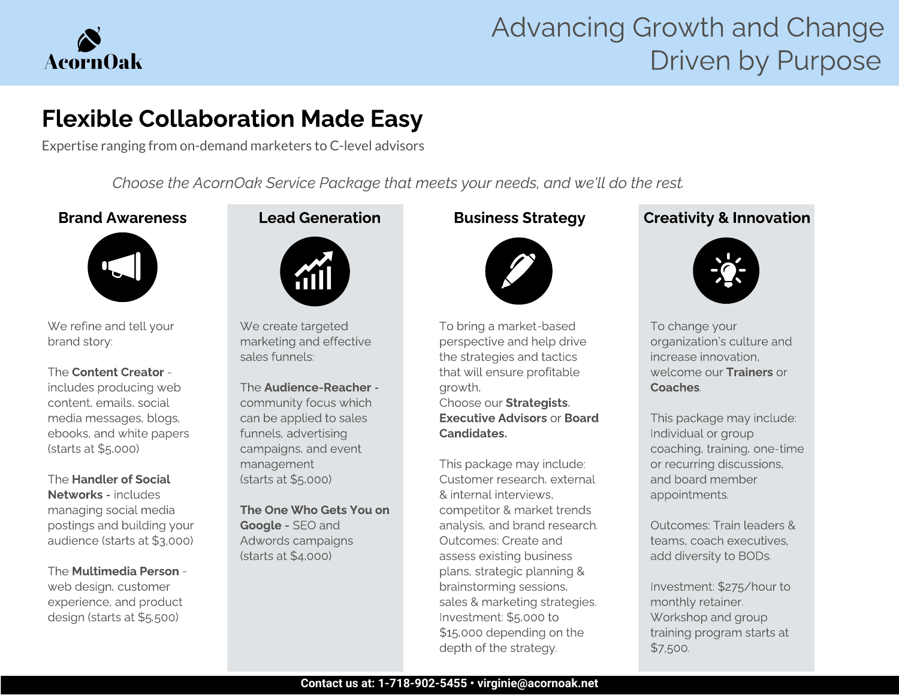AcornOak

# Advancing Growth and Change Driven by Purpose

## Flexible Collaboration Made Easy

Expertise ranging from on-demand marketers to C-level advisors

*Choose the AcornOak Service Package that meets your needs, and we'll do the rest.*

### Brand Awareness

We refine and tell your brand story:

The **Content Creator** - includes producing web content, emails, social media messages, blogs, ebooks, and white papers (starts at $5,000)

The **Handler of Social Networks** - includes managing social media postings and building your audience (starts at $3,000)

The **Multimedia Person** - web design, customer experience, and product design (starts at $5,500)

### Lead Generation

We create targeted marketing and effective sales funnels:

The **Audience-Reacher** - community focus which can be applied to sales funnels, advertising campaigns, and event management (starts at $5,000)

**The One Who Gets You on Google** - SEO and Adwords campaigns (starts at $4,000)

### Business Strategy

To bring a market-based perspective and help drive the strategies and tactics that will ensure profitable growth, Choose our **Strategists**, **Executive Advisors** or **Board Candidates.**

This package may include: Customer research, external & internal interviews, competitor & market trends analysis, and brand research. Outcomes: Create and assess existing business plans, strategic planning & brainstorming sessions, sales & marketing strategies. Investment: $5,000 to $15,000 depending on the depth of the strategy.

### Creativity & Innovation

To change your organization's culture and increase innovation, welcome our **Trainers** or **Coaches**.

This package may include: Individual or group coaching, training, one-time or recurring discussions, and board member appointments.

Outcomes: Train leaders & teams, coach executives, add diversity to BODs.

Investment: $275/hour to monthly retainer. Workshop and group training program starts at $7,500.

**Contact us at: 1-718-902-5455 • virginie@acornoak.net**